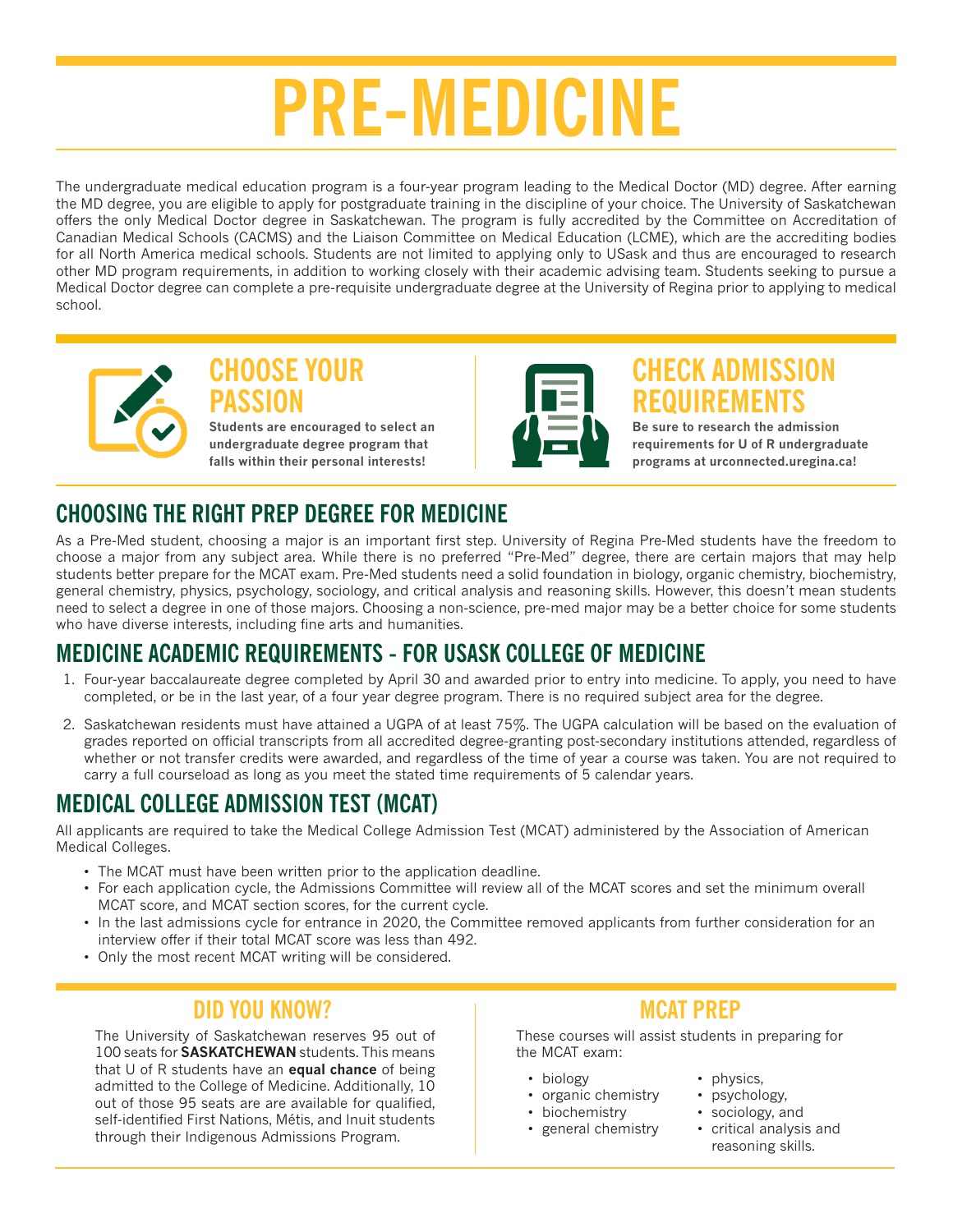# PRE-MEDICINE

The undergraduate medical education program is a four-year program leading to the Medical Doctor (MD) degree. After earning the MD degree, you are eligible to apply for postgraduate training in the discipline of your choice. The University of Saskatchewan offers the only Medical Doctor degree in Saskatchewan. The program is fully accredited by the Committee on Accreditation of Canadian Medical Schools (CACMS) and the Liaison Committee on Medical Education (LCME), which are the accrediting bodies for all North America medical schools. Students are not limited to applying only to USask and thus are encouraged to research other MD program requirements, in addition to working closely with their academic advising team. Students seeking to pursue a Medical Doctor degree can complete a pre-requisite undergraduate degree at the University of Regina prior to applying to medical school.

## CHOOSE YOUR PASSION

**Students are encouraged to select an undergraduate degree program that falls within their personal interests!**

## CHECK ADMISSION REQUIREMENTS

**Be sure to research the admission requirements for U of R undergraduate programs at urconnected.uregina.ca!**

## CHOOSING THE RIGHT PREP DEGREE FOR MEDICINE

As a Pre-Med student, choosing a major is an important first step. University of Regina Pre-Med students have the freedom to choose a major from any subject area. While there is no preferred "Pre-Med" degree, there are certain majors that may help students better prepare for the MCAT exam. Pre-Med students need a solid foundation in biology, organic chemistry, biochemistry, general chemistry, physics, psychology, sociology, and critical analysis and reasoning skills. However, this doesn't mean students need to select a degree in one of those majors. Choosing a non-science, pre-med major may be a better choice for some students who have diverse interests, including fine arts and humanities.

## MEDICINE ACADEMIC REQUIREMENTS - FOR USASK COLLEGE OF MEDICINE

1. Four-year baccalaureate degree completed by April 30 and awarded prior to entry into medicine. To apply, you need to have completed, or be in the last year, of a four year degree program. There is no required subject area for the degree.
2. Saskatchewan residents must have attained a UGPA of at least 75%. The UGPA calculation will be based on the evaluation of grades reported on official transcripts from all accredited degree-granting post-secondary institutions attended, regardless of whether or not transfer credits were awarded, and regardless of the time of year a course was taken. You are not required to carry a full courseload as long as you meet the stated time requirements of 5 calendar years.

## MEDICAL COLLEGE ADMISSION TEST (MCAT)

All applicants are required to take the Medical College Admission Test (MCAT) administered by the Association of American Medical Colleges.

- The MCAT must have been written prior to the application deadline.
- For each application cycle, the Admissions Committee will review all of the MCAT scores and set the minimum overall MCAT score, and MCAT section scores, for the current cycle.
- In the last admissions cycle for entrance in 2020, the Committee removed applicants from further consideration for an interview offer if their total MCAT score was less than 492.
- Only the most recent MCAT writing will be considered.

## DID YOU KNOW?

The University of Saskatchewan reserves 95 out of 100 seats for **SASKATCHEWAN** students. This means that U of R students have an **equal chance** of being admitted to the College of Medicine. Additionally, 10 out of those 95 seats are are available for qualified, self-identified First Nations, Métis, and Inuit students through their Indigenous Admissions Program.

## MCAT PREP

These courses will assist students in preparing for the MCAT exam:

- biology
- organic chemistry
- biochemistry
- general chemistry
- physics,
- psychology,
- sociology, and
- critical analysis and reasoning skills.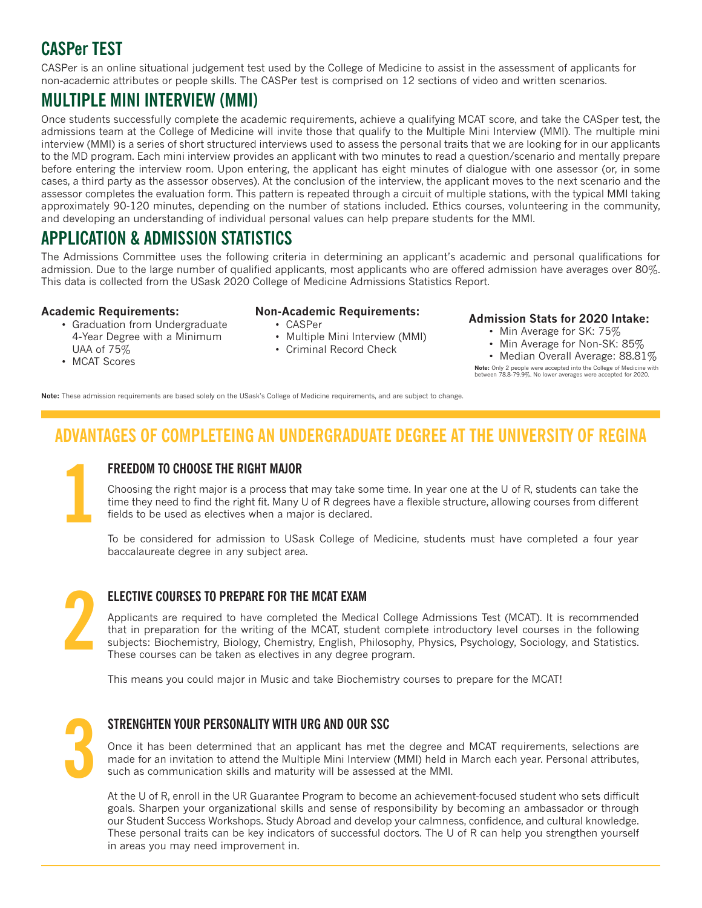## CASPer TEST

CASPer is an online situational judgement test used by the College of Medicine to assist in the assessment of applicants for non-academic attributes or people skills. The CASPer test is comprised on 12 sections of video and written scenarios.

## MULTIPLE MINI INTERVIEW (MMI)

Once students successfully complete the academic requirements, achieve a qualifying MCAT score, and take the CASper test, the admissions team at the College of Medicine will invite those that qualify to the Multiple Mini Interview (MMI). The multiple mini interview (MMI) is a series of short structured interviews used to assess the personal traits that we are looking for in our applicants to the MD program. Each mini interview provides an applicant with two minutes to read a question/scenario and mentally prepare before entering the interview room. Upon entering, the applicant has eight minutes of dialogue with one assessor (or, in some cases, a third party as the assessor observes). At the conclusion of the interview, the applicant moves to the next scenario and the assessor completes the evaluation form. This pattern is repeated through a circuit of multiple stations, with the typical MMI taking approximately 90-120 minutes, depending on the number of stations included. Ethics courses, volunteering in the community, and developing an understanding of individual personal values can help prepare students for the MMI.

## APPLICATION & ADMISSION STATISTICS

The Admissions Committee uses the following criteria in determining an applicant's academic and personal qualifications for admission. Due to the large number of qualified applicants, most applicants who are offered admission have averages over 80%. This data is collected from the USask 2020 College of Medicine Admissions Statistics Report.

**Academic Requirements:**

- Graduation from Undergraduate 4-Year Degree with a Minimum UAA of 75%
- MCAT Scores

**Non-Academic Requirements:**

- CASPer
- Multiple Mini Interview (MMI)
- Criminal Record Check

**Admission Stats for 2020 Intake:**

- Min Average for SK: 75%
- Min Average for Non-SK: 85%
- Median Overall Average: 88.81%

**Note:** Only 2 people were accepted into the College of Medicine with between 78.8-79.9%. No lower averages were accepted for 2020.

**Note:** These admission requirements are based solely on the USask's College of Medicine requirements, and are subject to change.

## ADVANTAGES OF COMPLETEING AN UNDERGRADUATE DEGREE AT THE UNIVERSITY OF REGINA

### 1 FREEDOM TO CHOOSE THE RIGHT MAJOR

Choosing the right major is a process that may take some time. In year one at the U of R, students can take the time they need to find the right fit. Many U of R degrees have a flexible structure, allowing courses from different fields to be used as electives when a major is declared.

To be considered for admission to USask College of Medicine, students must have completed a four year baccalaureate degree in any subject area.

### 2 ELECTIVE COURSES TO PREPARE FOR THE MCAT EXAM

Applicants are required to have completed the Medical College Admissions Test (MCAT). It is recommended that in preparation for the writing of the MCAT, student complete introductory level courses in the following subjects: Biochemistry, Biology, Chemistry, English, Philosophy, Physics, Psychology, Sociology, and Statistics. These courses can be taken as electives in any degree program.

This means you could major in Music and take Biochemistry courses to prepare for the MCAT!

### 3 STRENGHTEN YOUR PERSONALITY WITH URG AND OUR SSC

Once it has been determined that an applicant has met the degree and MCAT requirements, selections are made for an invitation to attend the Multiple Mini Interview (MMI) held in March each year. Personal attributes, such as communication skills and maturity will be assessed at the MMI.

At the U of R, enroll in the UR Guarantee Program to become an achievement-focused student who sets difficult goals. Sharpen your organizational skills and sense of responsibility by becoming an ambassador or through our Student Success Workshops. Study Abroad and develop your calmness, confidence, and cultural knowledge. These personal traits can be key indicators of successful doctors. The U of R can help you strengthen yourself in areas you may need improvement in.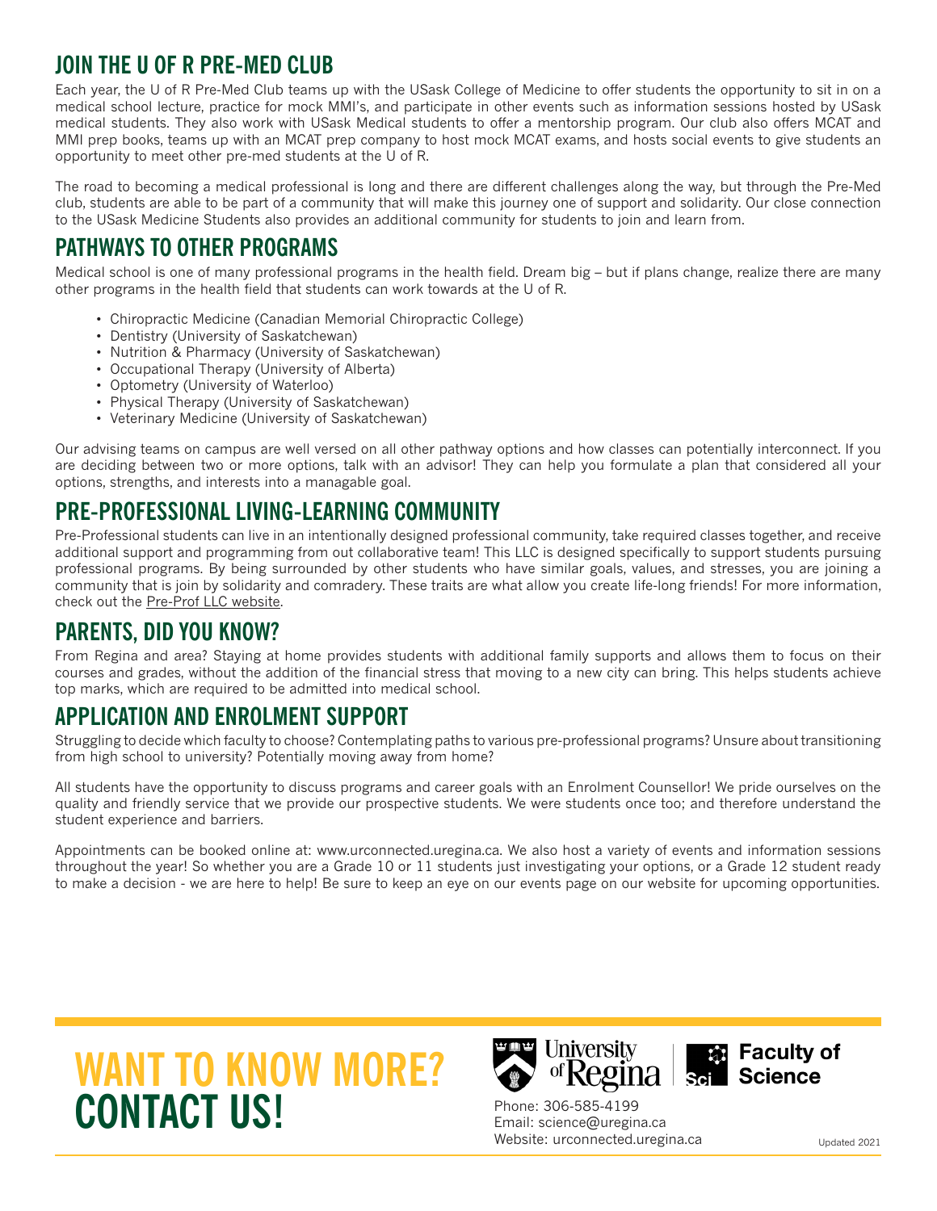## JOIN THE U OF R PRE-MED CLUB

Each year, the U of R Pre-Med Club teams up with the USask College of Medicine to offer students the opportunity to sit in on a medical school lecture, practice for mock MMI's, and participate in other events such as information sessions hosted by USask medical students. They also work with USask Medical students to offer a mentorship program. Our club also offers MCAT and MMI prep books, teams up with an MCAT prep company to host mock MCAT exams, and hosts social events to give students an opportunity to meet other pre-med students at the U of R.

The road to becoming a medical professional is long and there are different challenges along the way, but through the Pre-Med club, students are able to be part of a community that will make this journey one of support and solidarity. Our close connection to the USask Medicine Students also provides an additional community for students to join and learn from.

## PATHWAYS TO OTHER PROGRAMS

Medical school is one of many professional programs in the health field. Dream big – but if plans change, realize there are many other programs in the health field that students can work towards at the U of R.

- Chiropractic Medicine (Canadian Memorial Chiropractic College)
- Dentistry (University of Saskatchewan)
- Nutrition & Pharmacy (University of Saskatchewan)
- Occupational Therapy (University of Alberta)
- Optometry (University of Waterloo)
- Physical Therapy (University of Saskatchewan)
- Veterinary Medicine (University of Saskatchewan)

Our advising teams on campus are well versed on all other pathway options and how classes can potentially interconnect. If you are deciding between two or more options, talk with an advisor! They can help you formulate a plan that considered all your options, strengths, and interests into a managable goal.

## PRE-PROFESSIONAL LIVING-LEARNING COMMUNITY

Pre-Professional students can live in an intentionally designed professional community, take required classes together, and receive additional support and programming from out collaborative team! This LLC is designed specifically to support students pursuing professional programs. By being surrounded by other students who have similar goals, values, and stresses, you are joining a community that is join by solidarity and comradery. These traits are what allow you create life-long friends! For more information, check out the Pre-Prof LLC website.

## PARENTS, DID YOU KNOW?

From Regina and area? Staying at home provides students with additional family supports and allows them to focus on their courses and grades, without the addition of the financial stress that moving to a new city can bring. This helps students achieve top marks, which are required to be admitted into medical school.

## APPLICATION AND ENROLMENT SUPPORT

Struggling to decide which faculty to choose? Contemplating paths to various pre-professional programs? Unsure about transitioning from high school to university? Potentially moving away from home?

All students have the opportunity to discuss programs and career goals with an Enrolment Counsellor! We pride ourselves on the quality and friendly service that we provide our prospective students. We were students once too; and therefore understand the student experience and barriers.

Appointments can be booked online at: www.urconnected.uregina.ca. We also host a variety of events and information sessions throughout the year! So whether you are a Grade 10 or 11 students just investigating your options, or a Grade 12 student ready to make a decision - we are here to help! Be sure to keep an eye on our events page on our website for upcoming opportunities.

# WANT TO KNOW MORE? CONTACT US!

University of Regina | Faculty of Science

Phone: 306-585-4199
Email: science@uregina.ca
Website: urconnected.uregina.ca

Updated 2021